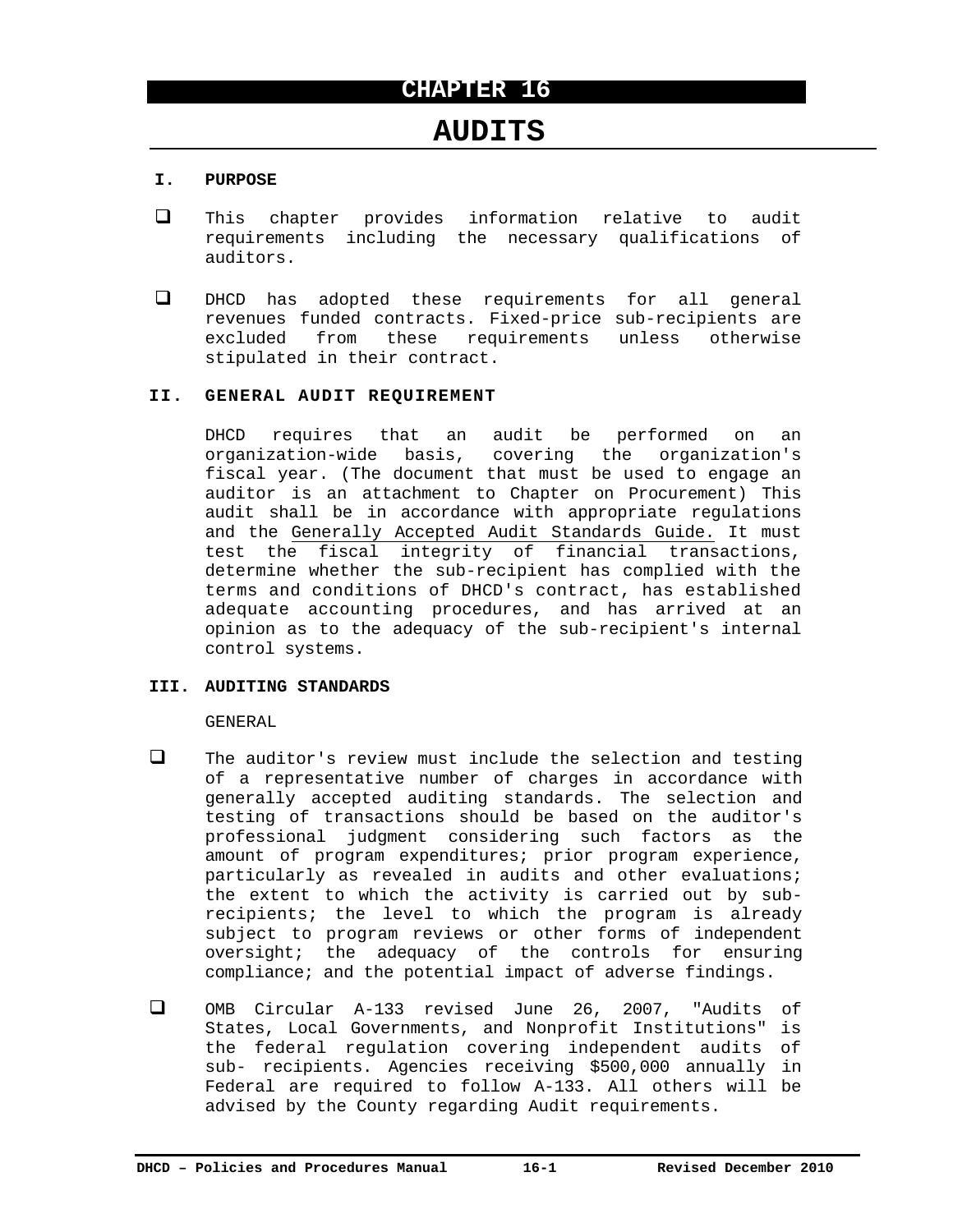# CHAPTER 16

# AUDITS

## I. PURPOSE

- This chapter provides information relative to audit requirements including the necessary qualifications of auditors.

- DHCD has adopted these requirements for all general revenues funded contracts. Fixed-price sub-recipients are excluded from these requirements unless otherwise stipulated in their contract.

## II. GENERAL AUDIT REQUIREMENT

DHCD requires that an audit be performed on an organization-wide basis, covering the organization's fiscal year. (The document that must be used to engage an auditor is an attachment to Chapter on Procurement) This audit shall be in accordance with appropriate regulations and the Generally Accepted Audit Standards Guide. It must test the fiscal integrity of financial transactions, determine whether the sub-recipient has complied with the terms and conditions of DHCD's contract, has established adequate accounting procedures, and has arrived at an opinion as to the adequacy of the sub-recipient's internal control systems.

## III. AUDITING STANDARDS

GENERAL

- The auditor's review must include the selection and testing of a representative number of charges in accordance with generally accepted auditing standards. The selection and testing of transactions should be based on the auditor's professional judgment considering such factors as the amount of program expenditures; prior program experience, particularly as revealed in audits and other evaluations; the extent to which the activity is carried out by sub-recipients; the level to which the program is already subject to program reviews or other forms of independent oversight; the adequacy of the controls for ensuring compliance; and the potential impact of adverse findings.

- OMB Circular A-133 revised June 26, 2007, "Audits of States, Local Governments, and Nonprofit Institutions" is the federal regulation covering independent audits of sub- recipients. Agencies receiving $500,000 annually in Federal are required to follow A-133. All others will be advised by the County regarding Audit requirements.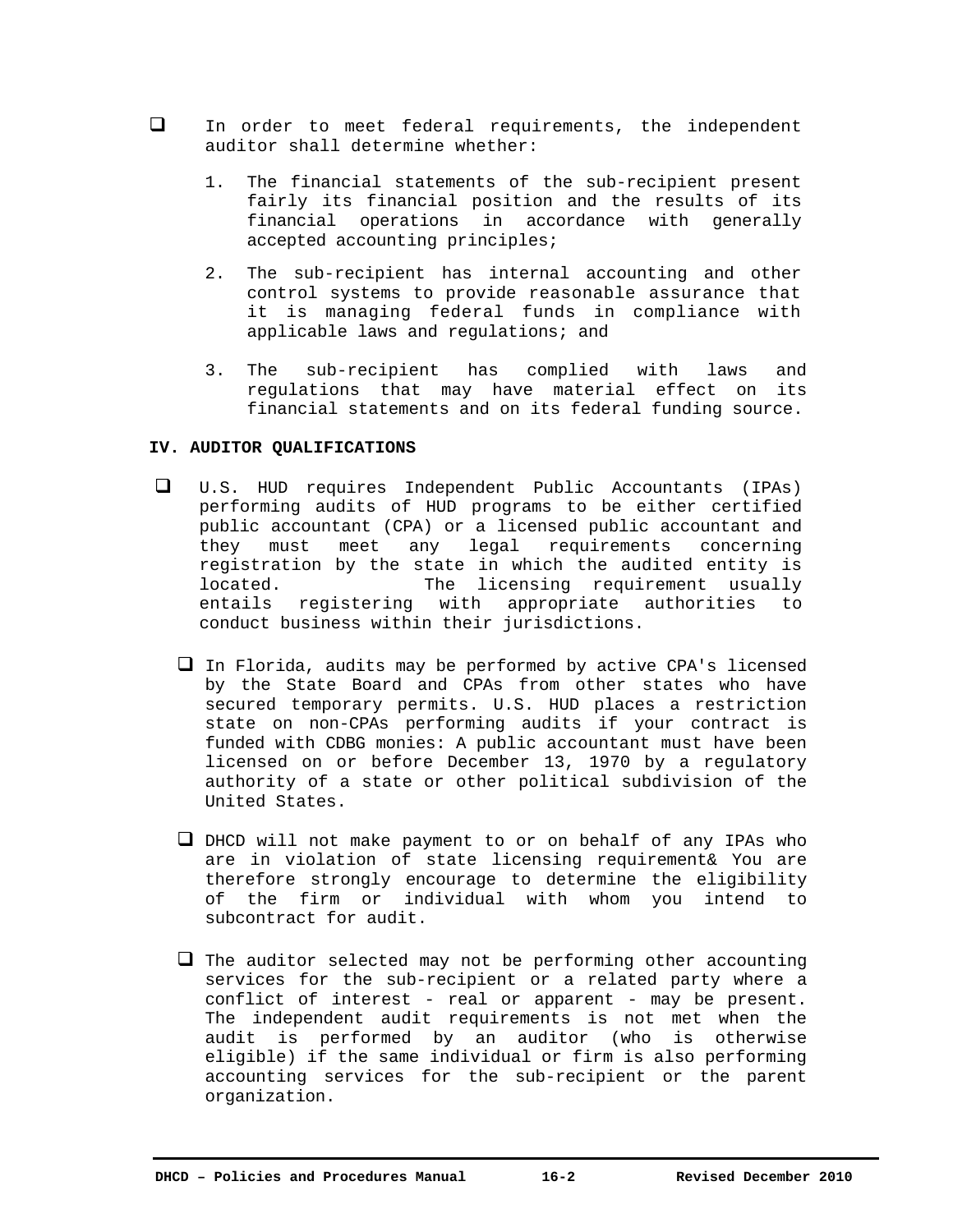- In order to meet federal requirements, the independent auditor shall determine whether:

  1. The financial statements of the sub-recipient present fairly its financial position and the results of its financial operations in accordance with generally accepted accounting principles;

  2. The sub-recipient has internal accounting and other control systems to provide reasonable assurance that it is managing federal funds in compliance with applicable laws and regulations; and

  3. The sub-recipient has complied with laws and regulations that may have material effect on its financial statements and on its federal funding source.

**IV. AUDITOR QUALIFICATIONS**

- U.S. HUD requires Independent Public Accountants (IPAs) performing audits of HUD programs to be either certified public accountant (CPA) or a licensed public accountant and they must meet any legal requirements concerning registration by the state in which the audited entity is located. The licensing requirement usually entails registering with appropriate authorities to conduct business within their jurisdictions.

  - In Florida, audits may be performed by active CPA's licensed by the State Board and CPAs from other states who have secured temporary permits. U.S. HUD places a restriction state on non-CPAs performing audits if your contract is funded with CDBG monies: A public accountant must have been licensed on or before December 13, 1970 by a regulatory authority of a state or other political subdivision of the United States.

  - DHCD will not make payment to or on behalf of any IPAs who are in violation of state licensing requirement& You are therefore strongly encourage to determine the eligibility of the firm or individual with whom you intend to subcontract for audit.

  - The auditor selected may not be performing other accounting services for the sub-recipient or a related party where a conflict of interest - real or apparent - may be present. The independent audit requirements is not met when the audit is performed by an auditor (who is otherwise eligible) if the same individual or firm is also performing accounting services for the sub-recipient or the parent organization.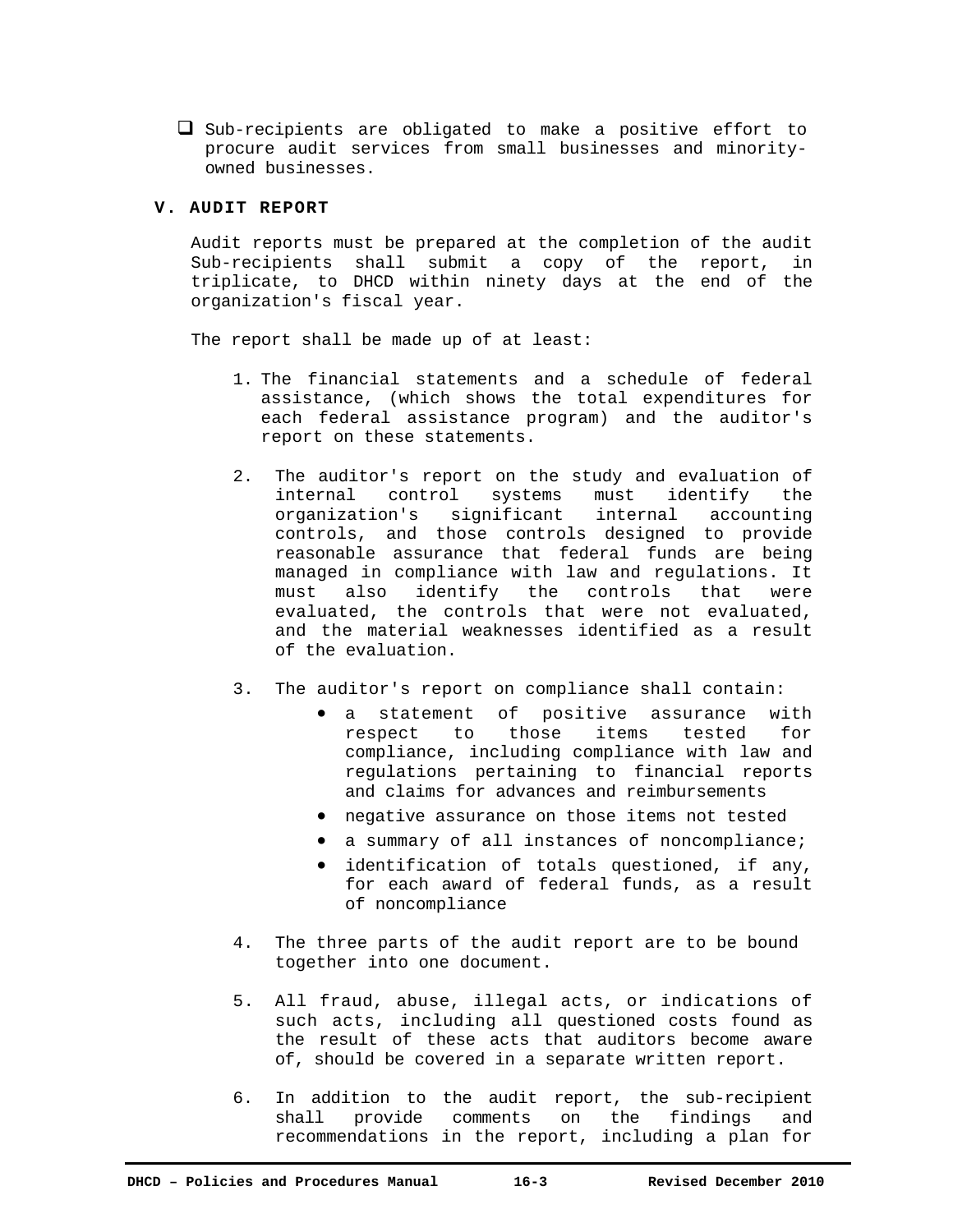- Sub-recipients are obligated to make a positive effort to procure audit services from small businesses and minority-owned businesses.

## V. AUDIT REPORT

Audit reports must be prepared at the completion of the audit Sub-recipients shall submit a copy of the report, in triplicate, to DHCD within ninety days at the end of the organization's fiscal year.

The report shall be made up of at least:

1. The financial statements and a schedule of federal assistance, (which shows the total expenditures for each federal assistance program) and the auditor's report on these statements.

2. The auditor's report on the study and evaluation of internal control systems must identify the organization's significant internal accounting controls, and those controls designed to provide reasonable assurance that federal funds are being managed in compliance with law and regulations. It must also identify the controls that were evaluated, the controls that were not evaluated, and the material weaknesses identified as a result of the evaluation.

3. The auditor's report on compliance shall contain:
   - a statement of positive assurance with respect to those items tested for compliance, including compliance with law and regulations pertaining to financial reports and claims for advances and reimbursements
   - negative assurance on those items not tested
   - a summary of all instances of noncompliance;
   - identification of totals questioned, if any, for each award of federal funds, as a result of noncompliance

4. The three parts of the audit report are to be bound together into one document.

5. All fraud, abuse, illegal acts, or indications of such acts, including all questioned costs found as the result of these acts that auditors become aware of, should be covered in a separate written report.

6. In addition to the audit report, the sub-recipient shall provide comments on the findings and recommendations in the report, including a plan for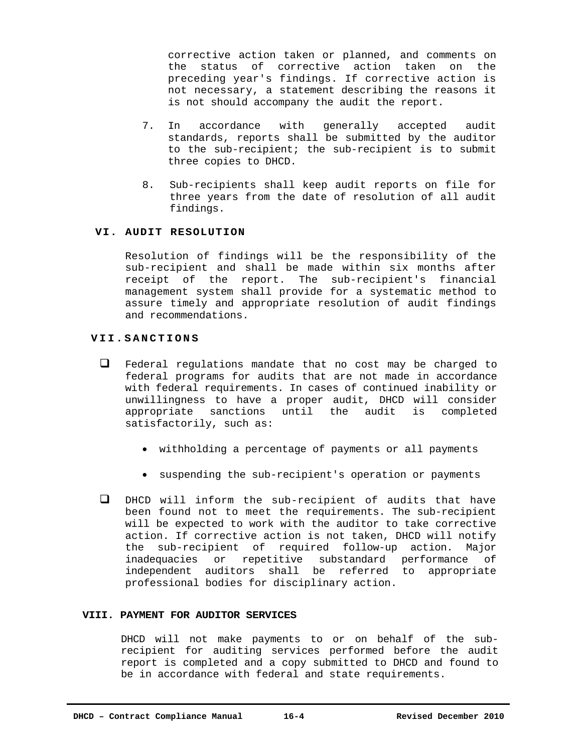corrective action taken or planned, and comments on the status of corrective action taken on the preceding year's findings. If corrective action is not necessary, a statement describing the reasons it is not should accompany the audit the report.

7. In accordance with generally accepted audit standards, reports shall be submitted by the auditor to the sub-recipient; the sub-recipient is to submit three copies to DHCD.

8. Sub-recipients shall keep audit reports on file for three years from the date of resolution of all audit findings.

## VI. AUDIT RESOLUTION

Resolution of findings will be the responsibility of the sub-recipient and shall be made within six months after receipt of the report. The sub-recipient's financial management system shall provide for a systematic method to assure timely and appropriate resolution of audit findings and recommendations.

## VII. SANCTIONS

- Federal regulations mandate that no cost may be charged to federal programs for audits that are not made in accordance with federal requirements. In cases of continued inability or unwillingness to have a proper audit, DHCD will consider appropriate sanctions until the audit is completed satisfactorily, such as:
  - withholding a percentage of payments or all payments
  - suspending the sub-recipient's operation or payments
- DHCD will inform the sub-recipient of audits that have been found not to meet the requirements. The sub-recipient will be expected to work with the auditor to take corrective action. If corrective action is not taken, DHCD will notify the sub-recipient of required follow-up action. Major inadequacies or repetitive substandard performance of independent auditors shall be referred to appropriate professional bodies for disciplinary action.

## VIII. PAYMENT FOR AUDITOR SERVICES

DHCD will not make payments to or on behalf of the sub-recipient for auditing services performed before the audit report is completed and a copy submitted to DHCD and found to be in accordance with federal and state requirements.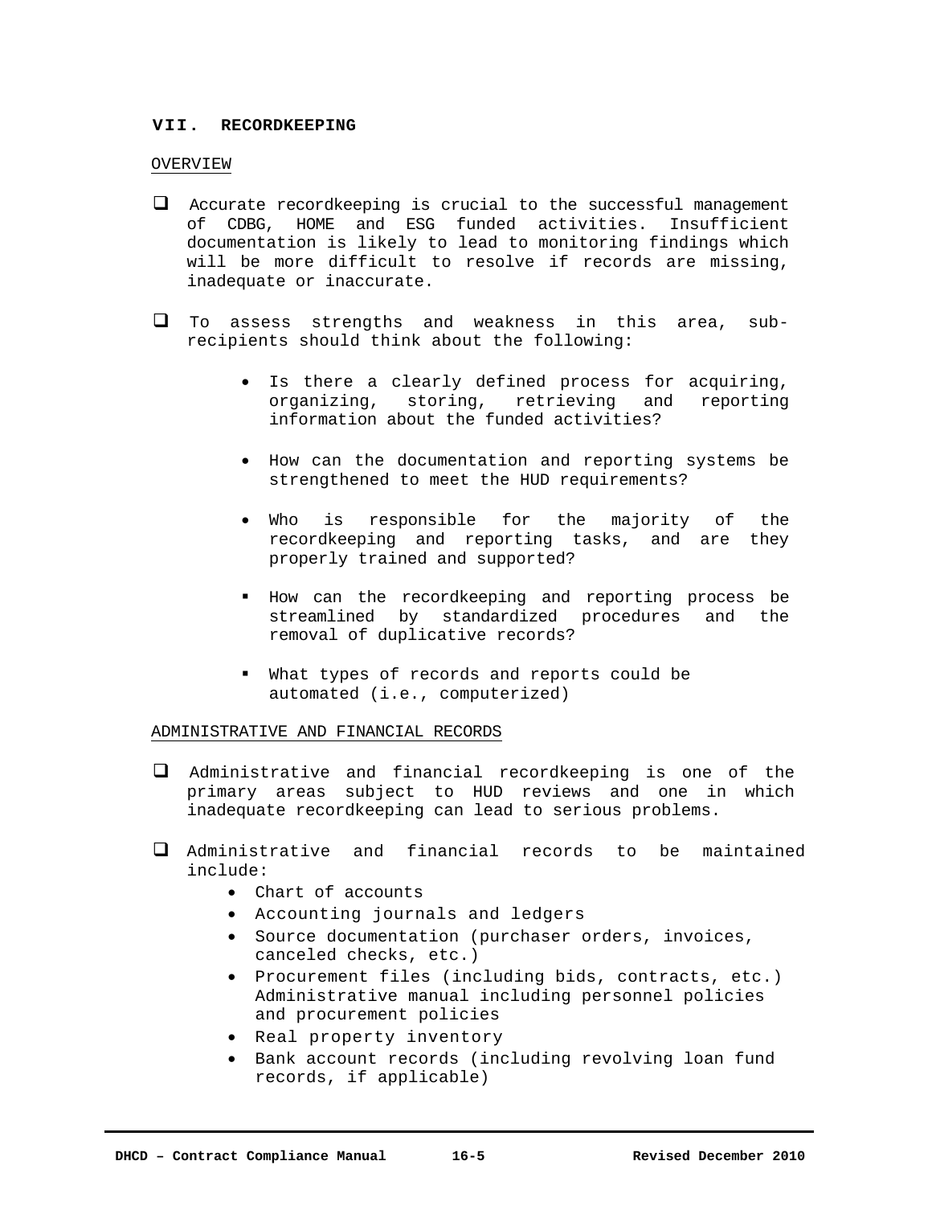## VII. RECORDKEEPING

OVERVIEW

- Accurate recordkeeping is crucial to the successful management of CDBG, HOME and ESG funded activities. Insufficient documentation is likely to lead to monitoring findings which will be more difficult to resolve if records are missing, inadequate or inaccurate.

- To assess strengths and weakness in this area, sub-recipients should think about the following:

  - Is there a clearly defined process for acquiring, organizing, storing, retrieving and reporting information about the funded activities?

  - How can the documentation and reporting systems be strengthened to meet the HUD requirements?

  - Who is responsible for the majority of the recordkeeping and reporting tasks, and are they properly trained and supported?

  - How can the recordkeeping and reporting process be streamlined by standardized procedures and the removal of duplicative records?

  - What types of records and reports could be automated (i.e., computerized)

ADMINISTRATIVE AND FINANCIAL RECORDS

- Administrative and financial recordkeeping is one of the primary areas subject to HUD reviews and one in which inadequate recordkeeping can lead to serious problems.

- Administrative and financial records to be maintained include:
  - Chart of accounts
  - Accounting journals and ledgers
  - Source documentation (purchaser orders, invoices, canceled checks, etc.)
  - Procurement files (including bids, contracts, etc.) Administrative manual including personnel policies and procurement policies
  - Real property inventory
  - Bank account records (including revolving loan fund records, if applicable)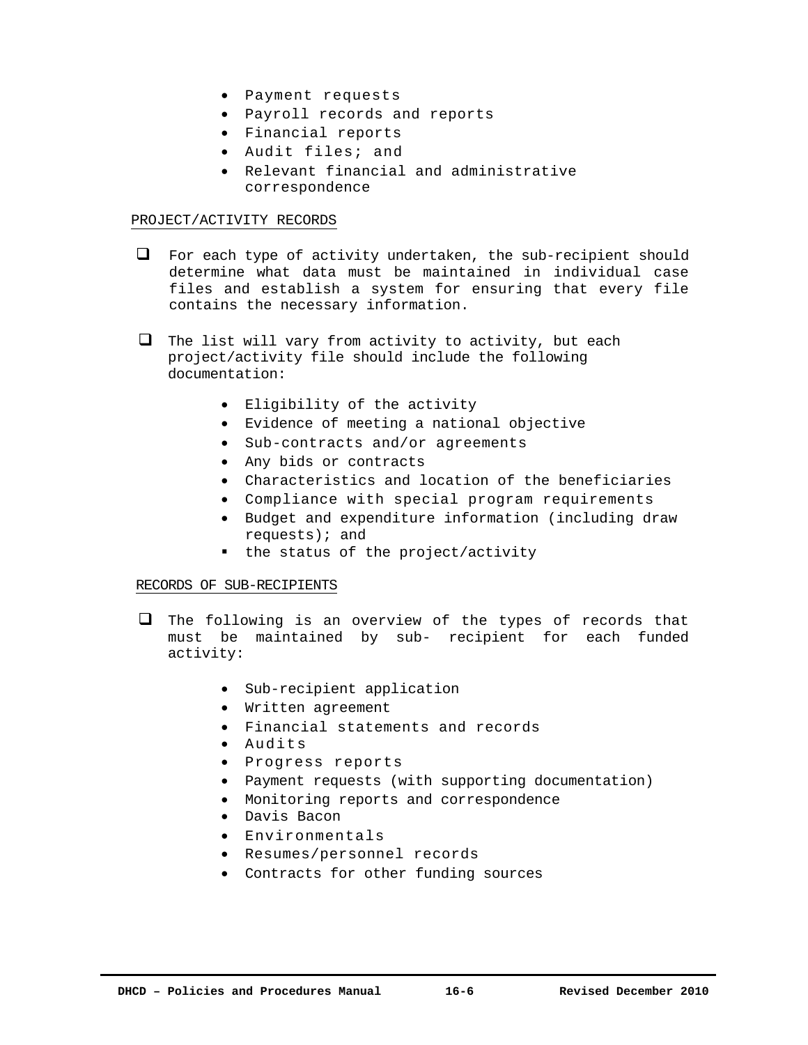- Payment requests
- Payroll records and reports
- Financial reports
- Audit files; and
- Relevant financial and administrative correspondence

PROJECT/ACTIVITY RECORDS

- For each type of activity undertaken, the sub-recipient should determine what data must be maintained in individual case files and establish a system for ensuring that every file contains the necessary information.

- The list will vary from activity to activity, but each project/activity file should include the following documentation:

  - Eligibility of the activity
  - Evidence of meeting a national objective
  - Sub-contracts and/or agreements
  - Any bids or contracts
  - Characteristics and location of the beneficiaries
  - Compliance with special program requirements
  - Budget and expenditure information (including draw requests); and
  - the status of the project/activity

RECORDS OF SUB-RECIPIENTS

- The following is an overview of the types of records that must be maintained by sub- recipient for each funded activity:

  - Sub-recipient application
  - Written agreement
  - Financial statements and records
  - Audits
  - Progress reports
  - Payment requests (with supporting documentation)
  - Monitoring reports and correspondence
  - Davis Bacon
  - Environmentals
  - Resumes/personnel records
  - Contracts for other funding sources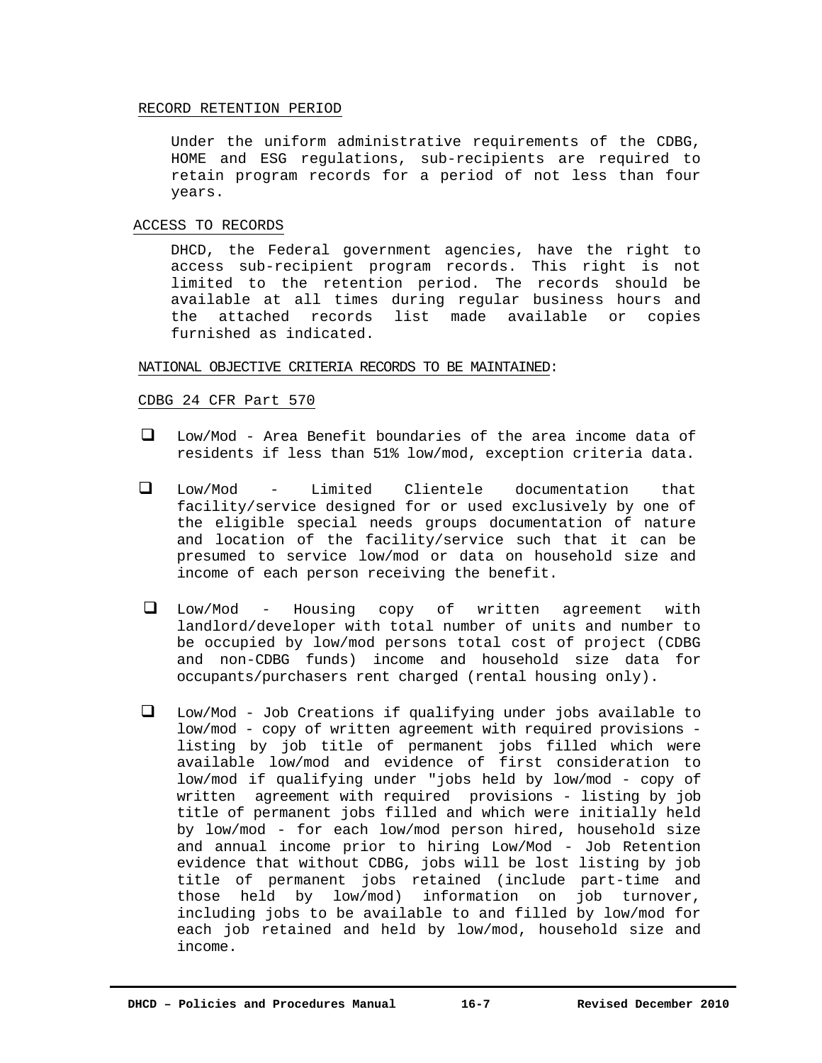RECORD RETENTION PERIOD

Under the uniform administrative requirements of the CDBG, HOME and ESG regulations, sub-recipients are required to retain program records for a period of not less than four years.

ACCESS TO RECORDS

DHCD, the Federal government agencies, have the right to access sub-recipient program records. This right is not limited to the retention period. The records should be available at all times during regular business hours and the attached records list made available or copies furnished as indicated.

NATIONAL OBJECTIVE CRITERIA RECORDS TO BE MAINTAINED:

CDBG 24 CFR Part 570

- ❑ Low/Mod - Area Benefit boundaries of the area income data of residents if less than 51% low/mod, exception criteria data.
- ❑ Low/Mod - Limited Clientele documentation that facility/service designed for or used exclusively by one of the eligible special needs groups documentation of nature and location of the facility/service such that it can be presumed to service low/mod or data on household size and income of each person receiving the benefit.
- ❑ Low/Mod - Housing copy of written agreement with landlord/developer with total number of units and number to be occupied by low/mod persons total cost of project (CDBG and non-CDBG funds) income and household size data for occupants/purchasers rent charged (rental housing only).
- ❑ Low/Mod - Job Creations if qualifying under jobs available to low/mod - copy of written agreement with required provisions - listing by job title of permanent jobs filled which were available low/mod and evidence of first consideration to low/mod if qualifying under "jobs held by low/mod - copy of written agreement with required provisions - listing by job title of permanent jobs filled and which were initially held by low/mod - for each low/mod person hired, household size and annual income prior to hiring Low/Mod - Job Retention evidence that without CDBG, jobs will be lost listing by job title of permanent jobs retained (include part-time and those held by low/mod) information on job turnover, including jobs to be available to and filled by low/mod for each job retained and held by low/mod, household size and income.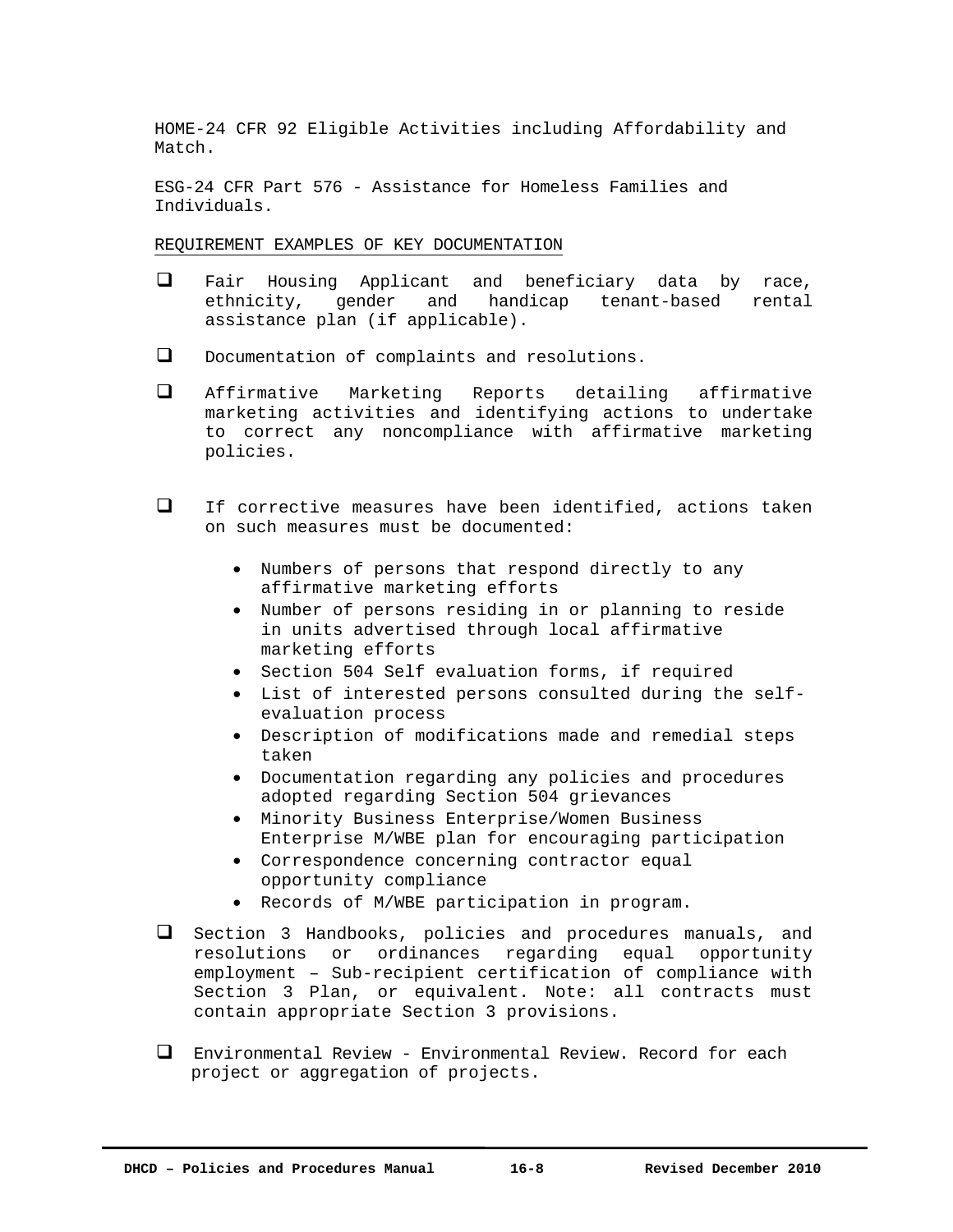HOME-24 CFR 92 Eligible Activities including Affordability and Match.

ESG-24 CFR Part 576 - Assistance for Homeless Families and Individuals.

REQUIREMENT EXAMPLES OF KEY DOCUMENTATION

- ❑ Fair Housing Applicant and beneficiary data by race, ethnicity, gender and handicap tenant-based rental assistance plan (if applicable).
- ❑ Documentation of complaints and resolutions.
- ❑ Affirmative Marketing Reports detailing affirmative marketing activities and identifying actions to undertake to correct any noncompliance with affirmative marketing policies.
- ❑ If corrective measures have been identified, actions taken on such measures must be documented:
  - Numbers of persons that respond directly to any affirmative marketing efforts
  - Number of persons residing in or planning to reside in units advertised through local affirmative marketing efforts
  - Section 504 Self evaluation forms, if required
  - List of interested persons consulted during the self-evaluation process
  - Description of modifications made and remedial steps taken
  - Documentation regarding any policies and procedures adopted regarding Section 504 grievances
  - Minority Business Enterprise/Women Business Enterprise M/WBE plan for encouraging participation
  - Correspondence concerning contractor equal opportunity compliance
  - Records of M/WBE participation in program.
- ❑ Section 3 Handbooks, policies and procedures manuals, and resolutions or ordinances regarding equal opportunity employment – Sub-recipient certification of compliance with Section 3 Plan, or equivalent. Note: all contracts must contain appropriate Section 3 provisions.
- ❑ Environmental Review - Environmental Review. Record for each project or aggregation of projects.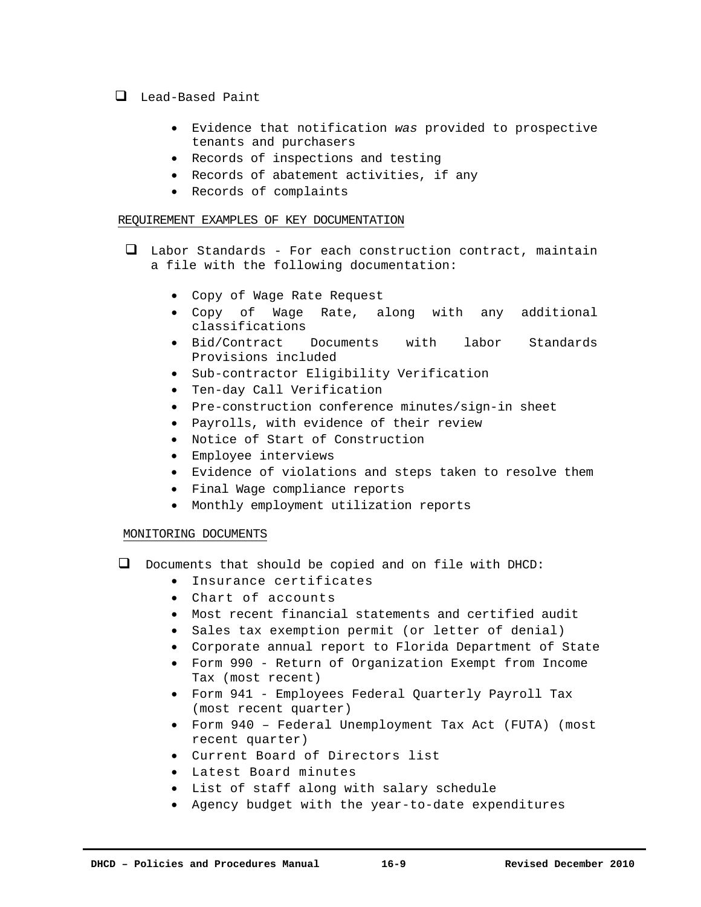- ☐ Lead-Based Paint

    - Evidence that notification *was* provided to prospective tenants and purchasers
    - Records of inspections and testing
    - Records of abatement activities, if any
    - Records of complaints

REQUIREMENT EXAMPLES OF KEY DOCUMENTATION

- ☐ Labor Standards - For each construction contract, maintain a file with the following documentation:

    - Copy of Wage Rate Request
    - Copy of Wage Rate, along with any additional classifications
    - Bid/Contract Documents with labor Standards Provisions included
    - Sub-contractor Eligibility Verification
    - Ten-day Call Verification
    - Pre-construction conference minutes/sign-in sheet
    - Payrolls, with evidence of their review
    - Notice of Start of Construction
    - Employee interviews
    - Evidence of violations and steps taken to resolve them
    - Final Wage compliance reports
    - Monthly employment utilization reports

MONITORING DOCUMENTS

- ☐ Documents that should be copied and on file with DHCD:
    - Insurance certificates
    - Chart of accounts
    - Most recent financial statements and certified audit
    - Sales tax exemption permit (or letter of denial)
    - Corporate annual report to Florida Department of State
    - Form 990 - Return of Organization Exempt from Income Tax (most recent)
    - Form 941 - Employees Federal Quarterly Payroll Tax (most recent quarter)
    - Form 940 – Federal Unemployment Tax Act (FUTA) (most recent quarter)
    - Current Board of Directors list
    - Latest Board minutes
    - List of staff along with salary schedule
    - Agency budget with the year-to-date expenditures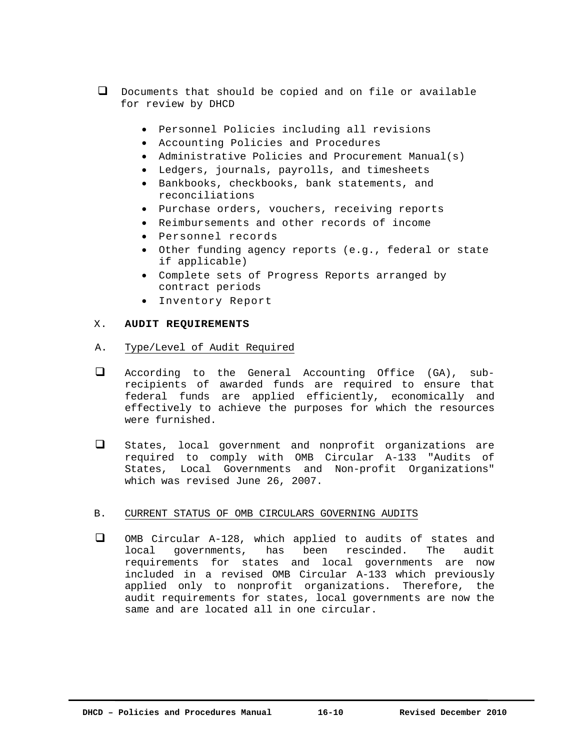- Documents that should be copied and on file or available for review by DHCD

  - Personnel Policies including all revisions
  - Accounting Policies and Procedures
  - Administrative Policies and Procurement Manual(s)
  - Ledgers, journals, payrolls, and timesheets
  - Bankbooks, checkbooks, bank statements, and reconciliations
  - Purchase orders, vouchers, receiving reports
  - Reimbursements and other records of income
  - Personnel records
  - Other funding agency reports (e.g., federal or state if applicable)
  - Complete sets of Progress Reports arranged by contract periods
  - Inventory Report

## X. **AUDIT REQUIREMENTS**

### A. Type/Level of Audit Required

- According to the General Accounting Office (GA), sub-recipients of awarded funds are required to ensure that federal funds are applied efficiently, economically and effectively to achieve the purposes for which the resources were furnished.

- States, local government and nonprofit organizations are required to comply with OMB Circular A-133 "Audits of States, Local Governments and Non-profit Organizations" which was revised June 26, 2007.

### B. CURRENT STATUS OF OMB CIRCULARS GOVERNING AUDITS

- OMB Circular A-128, which applied to audits of states and local governments, has been rescinded. The audit requirements for states and local governments are now included in a revised OMB Circular A-133 which previously applied only to nonprofit organizations. Therefore, the audit requirements for states, local governments are now the same and are located all in one circular.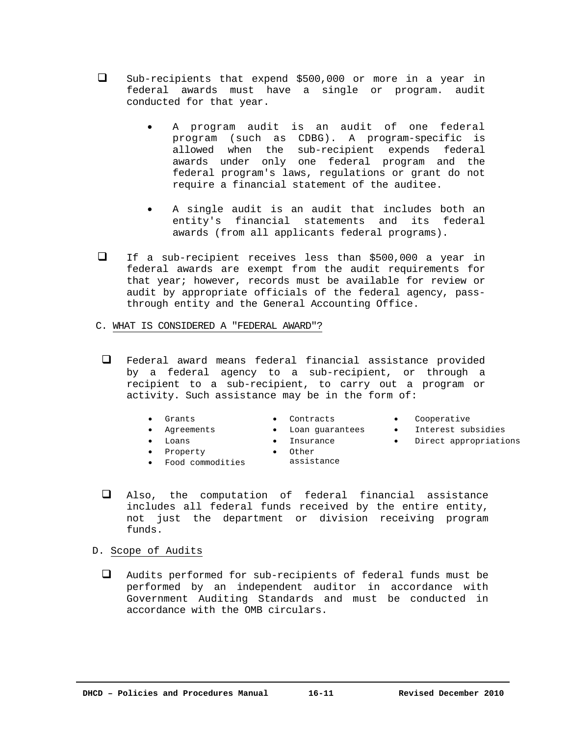- Sub-recipients that expend $500,000 or more in a year in federal awards must have a single or program. audit conducted for that year.

  - A program audit is an audit of one federal program (such as CDBG). A program-specific is allowed when the sub-recipient expends federal awards under only one federal program and the federal program's laws, regulations or grant do not require a financial statement of the auditee.

  - A single audit is an audit that includes both an entity's financial statements and its federal awards (from all applicants federal programs).

- If a sub-recipient receives less than $500,000 a year in federal awards are exempt from the audit requirements for that year; however, records must be available for review or audit by appropriate officials of the federal agency, pass-through entity and the General Accounting Office.

## C. WHAT IS CONSIDERED A "FEDERAL AWARD"?

- Federal award means federal financial assistance provided by a federal agency to a sub-recipient, or through a recipient to a sub-recipient, to carry out a program or activity. Such assistance may be in the form of:

  - Grants
  - Agreements
  - Loans
  - Property
  - Food commodities
  - Contracts
  - Loan guarantees
  - Insurance
  - Other assistance
  - Cooperative
  - Interest subsidies
  - Direct appropriations

- Also, the computation of federal financial assistance includes all federal funds received by the entire entity, not just the department or division receiving program funds.

## D. Scope of Audits

- Audits performed for sub-recipients of federal funds must be performed by an independent auditor in accordance with Government Auditing Standards and must be conducted in accordance with the OMB circulars.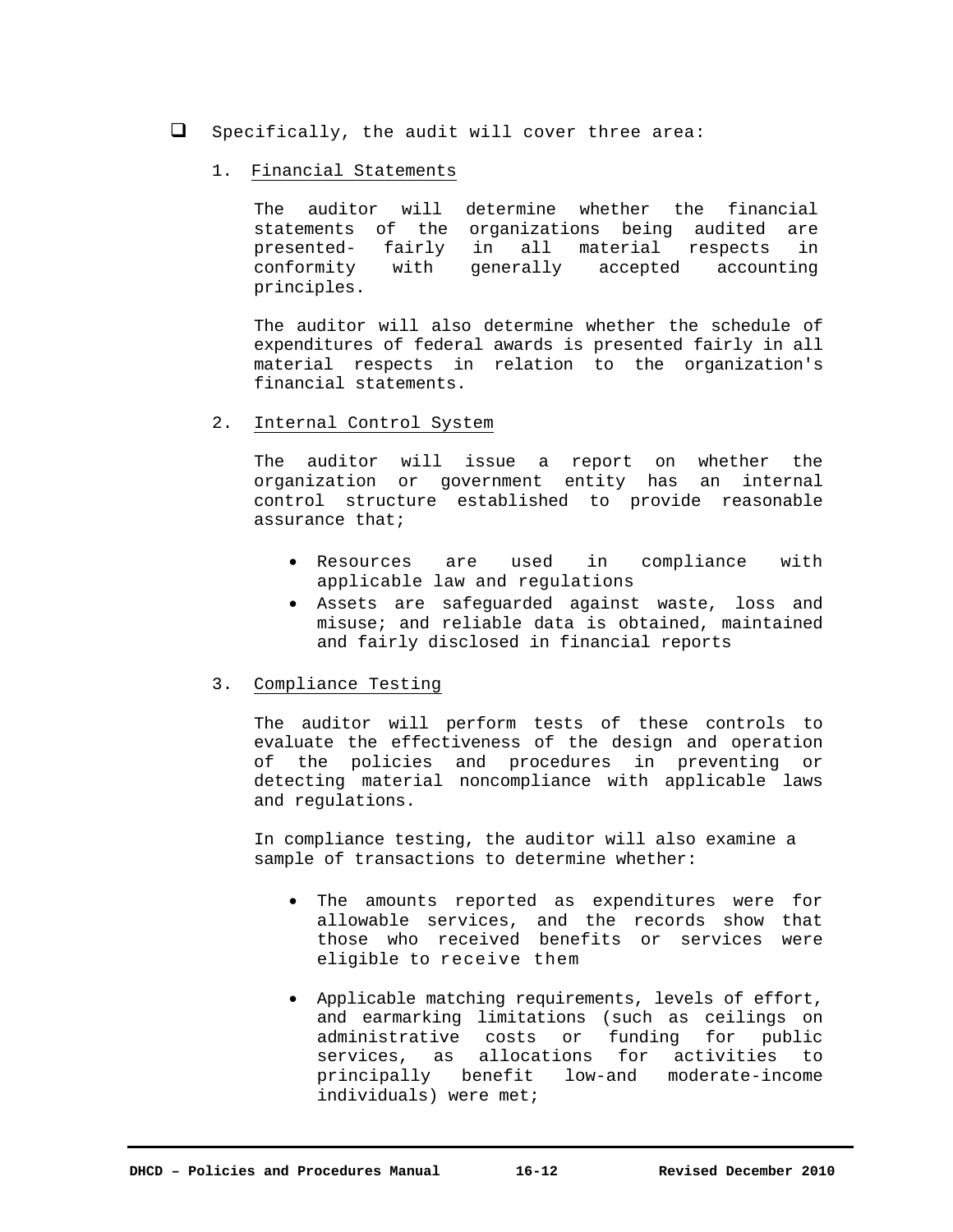- Specifically, the audit will cover three area:

1. <u>Financial Statements</u>

   The auditor will determine whether the financial statements of the organizations being audited are presented- fairly in all material respects in conformity with generally accepted accounting principles.

   The auditor will also determine whether the schedule of expenditures of federal awards is presented fairly in all material respects in relation to the organization's financial statements.

2. <u>Internal Control System</u>

   The auditor will issue a report on whether the organization or government entity has an internal control structure established to provide reasonable assurance that;

   - Resources are used in compliance with applicable law and regulations
   - Assets are safeguarded against waste, loss and misuse; and reliable data is obtained, maintained and fairly disclosed in financial reports

3. <u>Compliance Testing</u>

   The auditor will perform tests of these controls to evaluate the effectiveness of the design and operation of the policies and procedures in preventing or detecting material noncompliance with applicable laws and regulations.

   In compliance testing, the auditor will also examine a sample of transactions to determine whether:

   - The amounts reported as expenditures were for allowable services, and the records show that those who received benefits or services were eligible to receive them

   - Applicable matching requirements, levels of effort, and earmarking limitations (such as ceilings on administrative costs or funding for public services, as allocations for activities to principally benefit low-and moderate-income individuals) were met;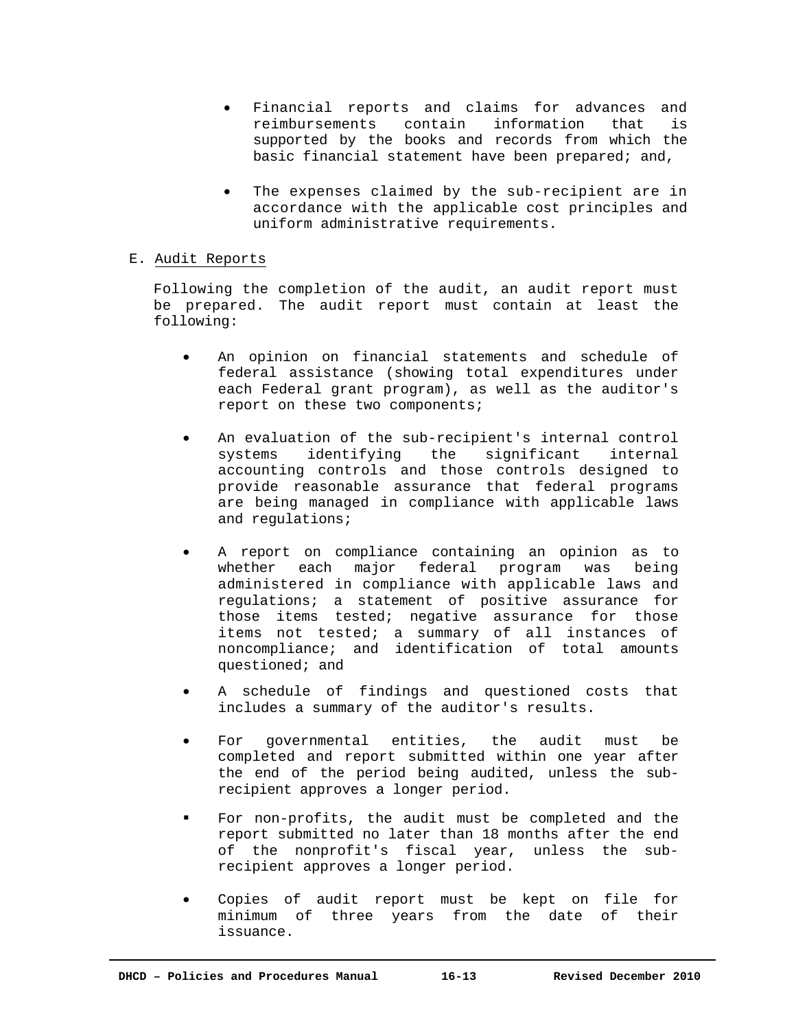- Financial reports and claims for advances and reimbursements contain information that is supported by the books and records from which the basic financial statement have been prepared; and,

- The expenses claimed by the sub-recipient are in accordance with the applicable cost principles and uniform administrative requirements.

E. Audit Reports

Following the completion of the audit, an audit report must be prepared. The audit report must contain at least the following:

- An opinion on financial statements and schedule of federal assistance (showing total expenditures under each Federal grant program), as well as the auditor's report on these two components;

- An evaluation of the sub-recipient's internal control systems identifying the significant internal accounting controls and those controls designed to provide reasonable assurance that federal programs are being managed in compliance with applicable laws and regulations;

- A report on compliance containing an opinion as to whether each major federal program was being administered in compliance with applicable laws and regulations; a statement of positive assurance for those items tested; negative assurance for those items not tested; a summary of all instances of noncompliance; and identification of total amounts questioned; and

- A schedule of findings and questioned costs that includes a summary of the auditor's results.

- For governmental entities, the audit must be completed and report submitted within one year after the end of the period being audited, unless the sub-recipient approves a longer period.

- For non-profits, the audit must be completed and the report submitted no later than 18 months after the end of the nonprofit's fiscal year, unless the sub-recipient approves a longer period.

- Copies of audit report must be kept on file for minimum of three years from the date of their issuance.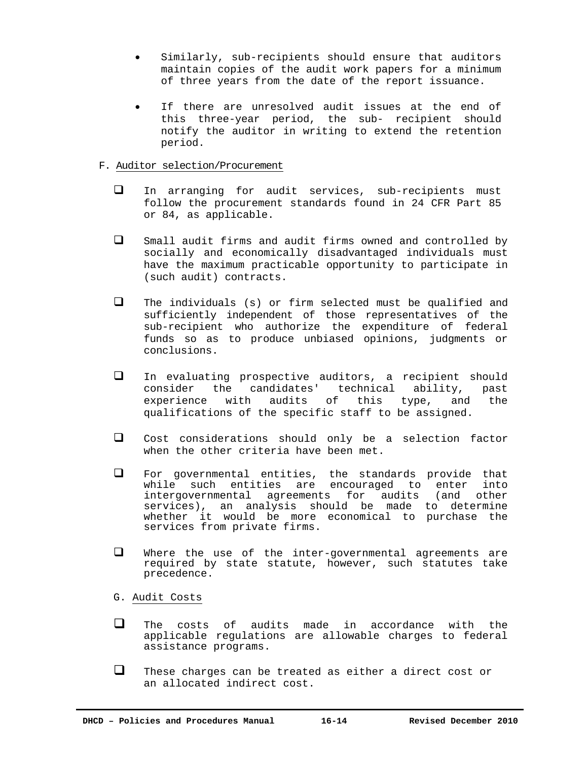- Similarly, sub-recipients should ensure that auditors maintain copies of the audit work papers for a minimum of three years from the date of the report issuance.

- If there are unresolved audit issues at the end of this three-year period, the sub- recipient should notify the auditor in writing to extend the retention period.

F. Auditor selection/Procurement

- In arranging for audit services, sub-recipients must follow the procurement standards found in 24 CFR Part 85 or 84, as applicable.

- Small audit firms and audit firms owned and controlled by socially and economically disadvantaged individuals must have the maximum practicable opportunity to participate in (such audit) contracts.

- The individuals (s) or firm selected must be qualified and sufficiently independent of those representatives of the sub-recipient who authorize the expenditure of federal funds so as to produce unbiased opinions, judgments or conclusions.

- In evaluating prospective auditors, a recipient should consider the candidates' technical ability, past experience with audits of this type, and the qualifications of the specific staff to be assigned.

- Cost considerations should only be a selection factor when the other criteria have been met.

- For governmental entities, the standards provide that while such entities are encouraged to enter into intergovernmental agreements for audits (and other services), an analysis should be made to determine whether it would be more economical to purchase the services from private firms.

- Where the use of the inter-governmental agreements are required by state statute, however, such statutes take precedence.

G. Audit Costs

- The costs of audits made in accordance with the applicable regulations are allowable charges to federal assistance programs.

- These charges can be treated as either a direct cost or an allocated indirect cost.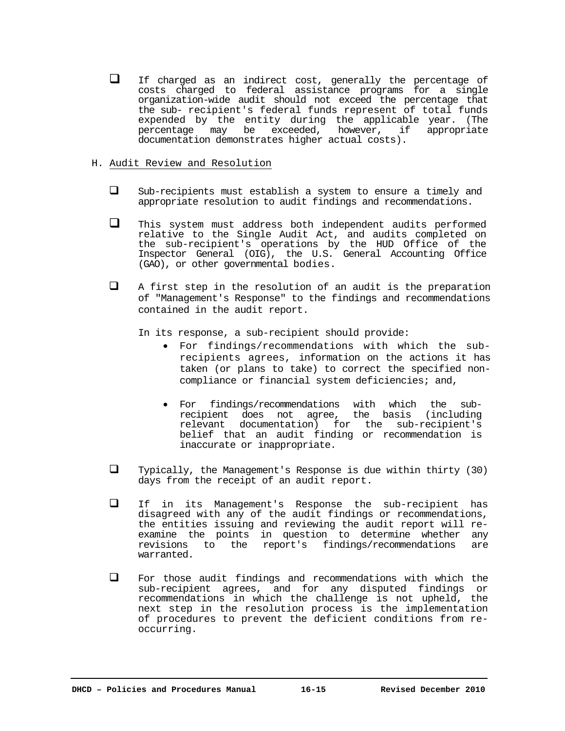- If charged as an indirect cost, generally the percentage of costs charged to federal assistance programs for a single organization-wide audit should not exceed the percentage that the sub- recipient's federal funds represent of total funds expended by the entity during the applicable year. (The percentage may be exceeded, however, if appropriate documentation demonstrates higher actual costs).

H. Audit Review and Resolution

- Sub-recipients must establish a system to ensure a timely and appropriate resolution to audit findings and recommendations.

- This system must address both independent audits performed relative to the Single Audit Act, and audits completed on the sub-recipient's operations by the HUD Office of the Inspector General (OIG), the U.S. General Accounting Office (GAO), or other governmental bodies.

- A first step in the resolution of an audit is the preparation of "Management's Response" to the findings and recommendations contained in the audit report.

  In its response, a sub-recipient should provide:

  - For findings/recommendations with which the sub-recipients agrees, information on the actions it has taken (or plans to take) to correct the specified non-compliance or financial system deficiencies; and,

  - For findings/recommendations with which the sub-recipient does not agree, the basis (including relevant documentation) for the sub-recipient's belief that an audit finding or recommendation is inaccurate or inappropriate.

- Typically, the Management's Response is due within thirty (30) days from the receipt of an audit report.

- If in its Management's Response the sub-recipient has disagreed with any of the audit findings or recommendations, the entities issuing and reviewing the audit report will re-examine the points in question to determine whether any revisions to the report's findings/recommendations are warranted.

- For those audit findings and recommendations with which the sub-recipient agrees, and for any disputed findings or recommendations in which the challenge is not upheld, the next step in the resolution process is the implementation of procedures to prevent the deficient conditions from re-occurring.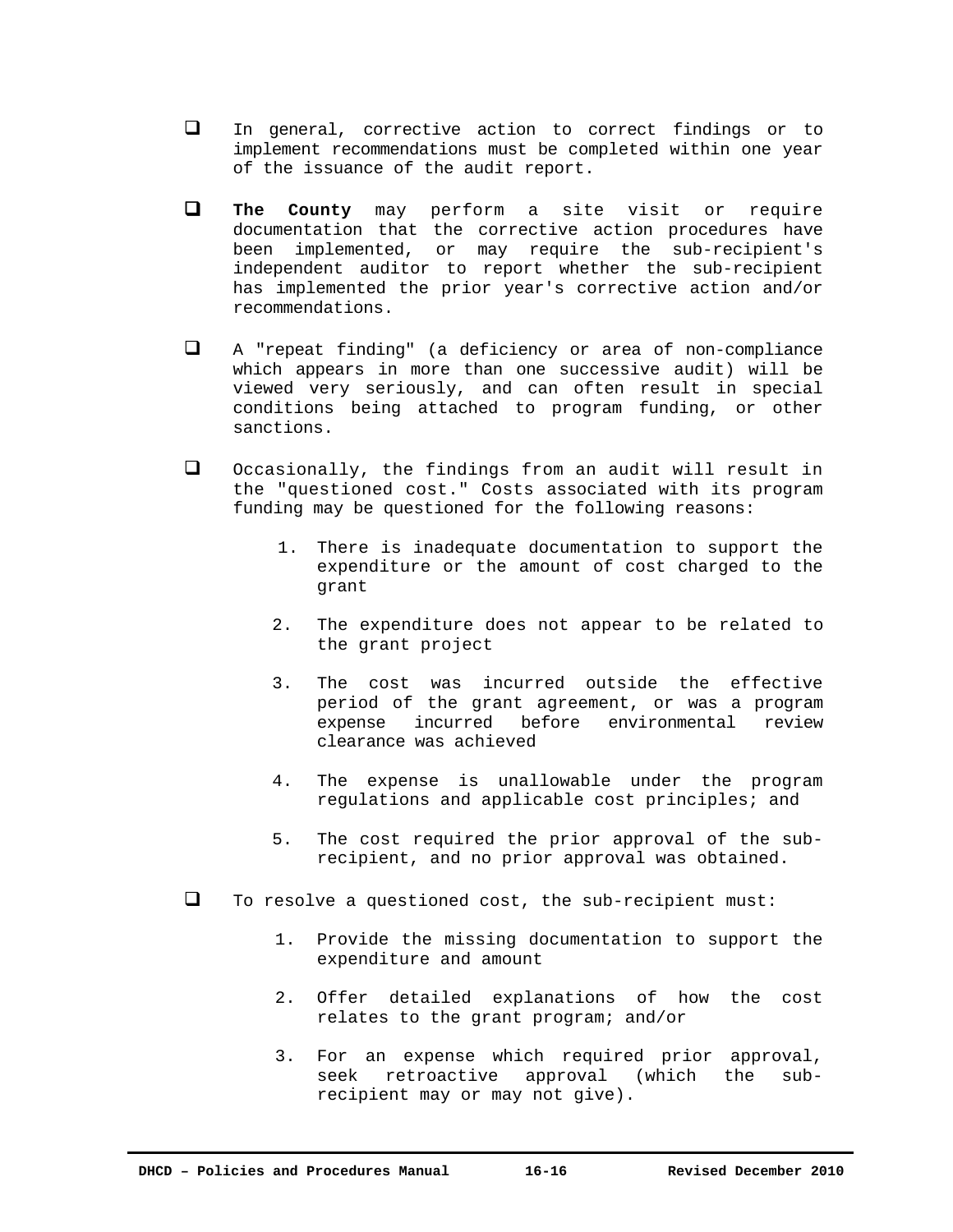- In general, corrective action to correct findings or to implement recommendations must be completed within one year of the issuance of the audit report.

- **The County** may perform a site visit or require documentation that the corrective action procedures have been implemented, or may require the sub-recipient's independent auditor to report whether the sub-recipient has implemented the prior year's corrective action and/or recommendations.

- A "repeat finding" (a deficiency or area of non-compliance which appears in more than one successive audit) will be viewed very seriously, and can often result in special conditions being attached to program funding, or other sanctions.

- Occasionally, the findings from an audit will result in the "questioned cost." Costs associated with its program funding may be questioned for the following reasons:

    1. There is inadequate documentation to support the expenditure or the amount of cost charged to the grant
    2. The expenditure does not appear to be related to the grant project
    3. The cost was incurred outside the effective period of the grant agreement, or was a program expense incurred before environmental review clearance was achieved
    4. The expense is unallowable under the program regulations and applicable cost principles; and
    5. The cost required the prior approval of the sub-recipient, and no prior approval was obtained.

- To resolve a questioned cost, the sub-recipient must:

    1. Provide the missing documentation to support the expenditure and amount
    2. Offer detailed explanations of how the cost relates to the grant program; and/or
    3. For an expense which required prior approval, seek retroactive approval (which the sub-recipient may or may not give).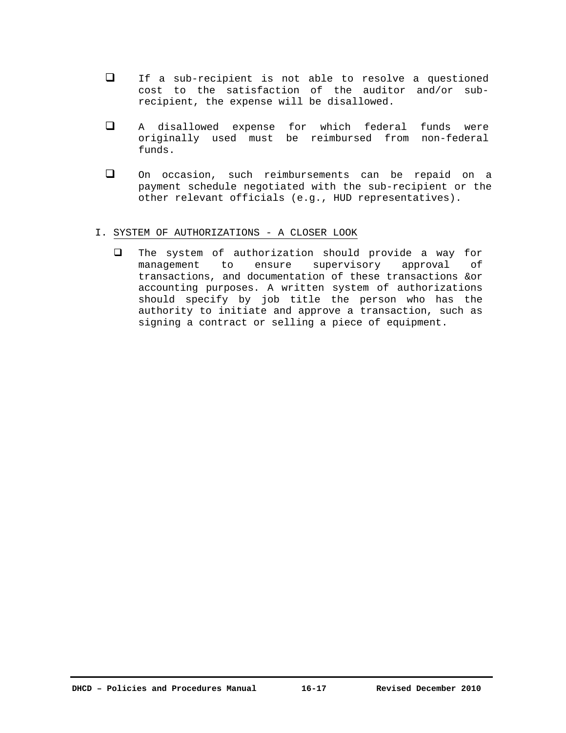- If a sub-recipient is not able to resolve a questioned cost to the satisfaction of the auditor and/or sub-recipient, the expense will be disallowed.

- A disallowed expense for which federal funds were originally used must be reimbursed from non-federal funds.

- On occasion, such reimbursements can be repaid on a payment schedule negotiated with the sub-recipient or the other relevant officials (e.g., HUD representatives).

## I. SYSTEM OF AUTHORIZATIONS - A CLOSER LOOK

- The system of authorization should provide a way for management to ensure supervisory approval of transactions, and documentation of these transactions &or accounting purposes. A written system of authorizations should specify by job title the person who has the authority to initiate and approve a transaction, such as signing a contract or selling a piece of equipment.